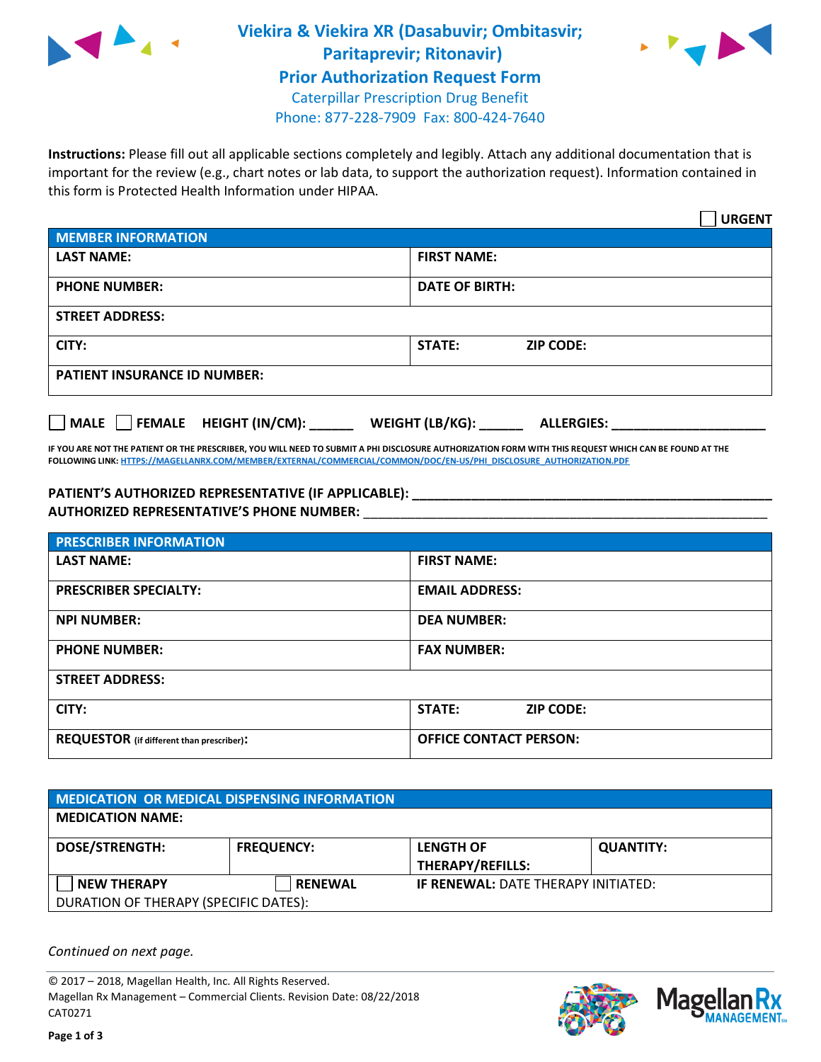# Viekira & Viekira XR (Dasabuvir; Ombitasvir; Paritaprevir; Ritonavir)
## Prior Authorization Request Form

Caterpillar Prescription Drug Benefit
Phone: 877-228-7909 Fax: 800-424-7640

**Instructions:** Please fill out all applicable sections completely and legibly. Attach any additional documentation that is important for the review (e.g., chart notes or lab data, to support the authorization request). Information contained in this form is Protected Health Information under HIPAA.

☐ **URGENT**

| **MEMBER INFORMATION** | |
|---|---|
| **LAST NAME:** | **FIRST NAME:** |
| **PHONE NUMBER:** | **DATE OF BIRTH:** |
| **STREET ADDRESS:** | |
| **CITY:** | **STATE:** **ZIP CODE:** |
| **PATIENT INSURANCE ID NUMBER:** | |

☐ **MALE** ☐ **FEMALE** **HEIGHT (IN/CM):** ______ **WEIGHT (LB/KG):** ______ **ALLERGIES:** ____________________

**IF YOU ARE NOT THE PATIENT OR THE PRESCRIBER, YOU WILL NEED TO SUBMIT A PHI DISCLOSURE AUTHORIZATION FORM WITH THIS REQUEST WHICH CAN BE FOUND AT THE FOLLOWING LINK: HTTPS://MAGELLANRX.COM/MEMBER/EXTERNAL/COMMERCIAL/COMMON/DOC/EN-US/PHI_DISCLOSURE_AUTHORIZATION.PDF**

**PATIENT'S AUTHORIZED REPRESENTATIVE (IF APPLICABLE):** ____________________
**AUTHORIZED REPRESENTATIVE'S PHONE NUMBER:** ____________________

| **PRESCRIBER INFORMATION** | |
|---|---|
| **LAST NAME:** | **FIRST NAME:** |
| **PRESCRIBER SPECIALTY:** | **EMAIL ADDRESS:** |
| **NPI NUMBER:** | **DEA NUMBER:** |
| **PHONE NUMBER:** | **FAX NUMBER:** |
| **STREET ADDRESS:** | |
| **CITY:** | **STATE:** **ZIP CODE:** |
| **REQUESTOR** (if different than prescriber)**:** | **OFFICE CONTACT PERSON:** |

| **MEDICATION OR MEDICAL DISPENSING INFORMATION** | | | |
|---|---|---|---|
| **MEDICATION NAME:** | | | |
| **DOSE/STRENGTH:** | **FREQUENCY:** | **LENGTH OF THERAPY/REFILLS:** | **QUANTITY:** |
| ☐ **NEW THERAPY** | ☐ **RENEWAL** | **IF RENEWAL:** DATE THERAPY INITIATED: | |
| DURATION OF THERAPY (SPECIFIC DATES): | | | |

*Continued on next page.*

© 2017 – 2018, Magellan Health, Inc. All Rights Reserved.
Magellan Rx Management – Commercial Clients. Revision Date: 08/22/2018
CAT0271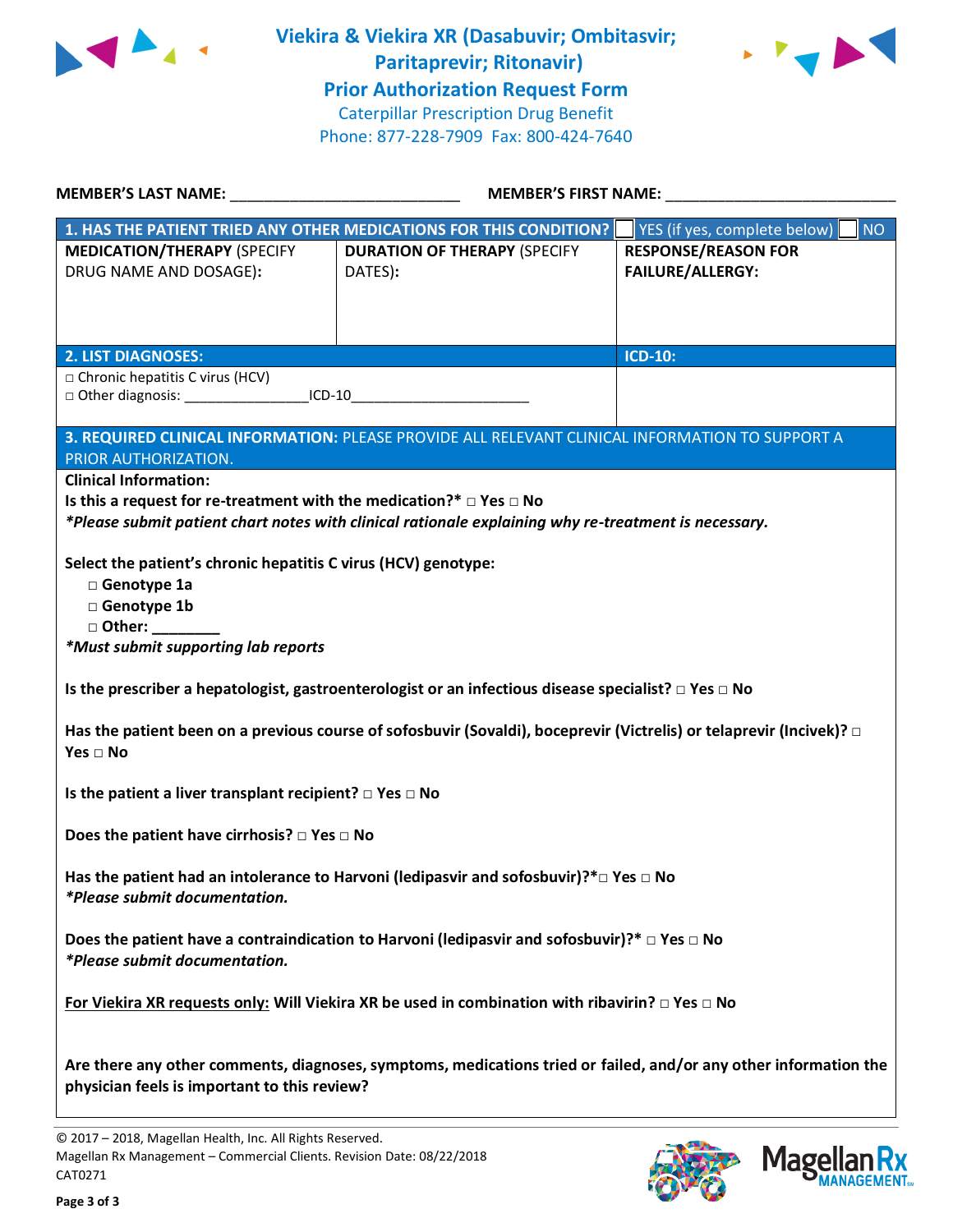# Viekira & Viekira XR (Dasabuvir; Ombitasvir; Paritaprevir; Ritonavir)
## Prior Authorization Request Form

Caterpillar Prescription Drug Benefit
Phone: 877-228-7909 Fax: 800-424-7640

**MEMBER'S LAST NAME:** ___________________________ **MEMBER'S FIRST NAME:** ___________________________

| **1. HAS THE PATIENT TRIED ANY OTHER MEDICATIONS FOR THIS CONDITION?** | ☐ YES (if yes, complete below) | ☐ NO |
|---|---|---|
| **MEDICATION/THERAPY** (SPECIFY DRUG NAME AND DOSAGE): | **DURATION OF THERAPY** (SPECIFY DATES): | **RESPONSE/REASON FOR FAILURE/ALLERGY:** |
| | | |

| **2. LIST DIAGNOSES:** | **ICD-10:** |
|---|---|
| □ Chronic hepatitis C virus (HCV)<br>□ Other diagnosis: ________________ICD-10________________________ | |

**3. REQUIRED CLINICAL INFORMATION:** PLEASE PROVIDE ALL RELEVANT CLINICAL INFORMATION TO SUPPORT A PRIOR AUTHORIZATION.

**Clinical Information:**

**Is this a request for re-treatment with the medication?*** □ **Yes** □ **No**
***Please submit patient chart notes with clinical rationale explaining why re-treatment is necessary.***

**Select the patient's chronic hepatitis C virus (HCV) genotype:**
- □ **Genotype 1a**
- □ **Genotype 1b**
- □ **Other: ________**

***Must submit supporting lab reports***

**Is the prescriber a hepatologist, gastroenterologist or an infectious disease specialist?** □ **Yes** □ **No**

**Has the patient been on a previous course of sofosbuvir (Sovaldi), boceprevir (Victrelis) or telaprevir (Incivek)?** □ **Yes** □ **No**

**Is the patient a liver transplant recipient?** □ **Yes** □ **No**

**Does the patient have cirrhosis?** □ **Yes** □ **No**

**Has the patient had an intolerance to Harvoni (ledipasvir and sofosbuvir)?***□ **Yes** □ **No**
***Please submit documentation.***

**Does the patient have a contraindication to Harvoni (ledipasvir and sofosbuvir)?*** □ **Yes** □ **No**
***Please submit documentation.***

<u>**For Viekira XR requests only:**</u> **Will Viekira XR be used in combination with ribavirin?** □ **Yes** □ **No**

**Are there any other comments, diagnoses, symptoms, medications tried or failed, and/or any other information the physician feels is important to this review?**

© 2017 – 2018, Magellan Health, Inc. All Rights Reserved.
Magellan Rx Management – Commercial Clients. Revision Date: 08/22/2018
CAT0271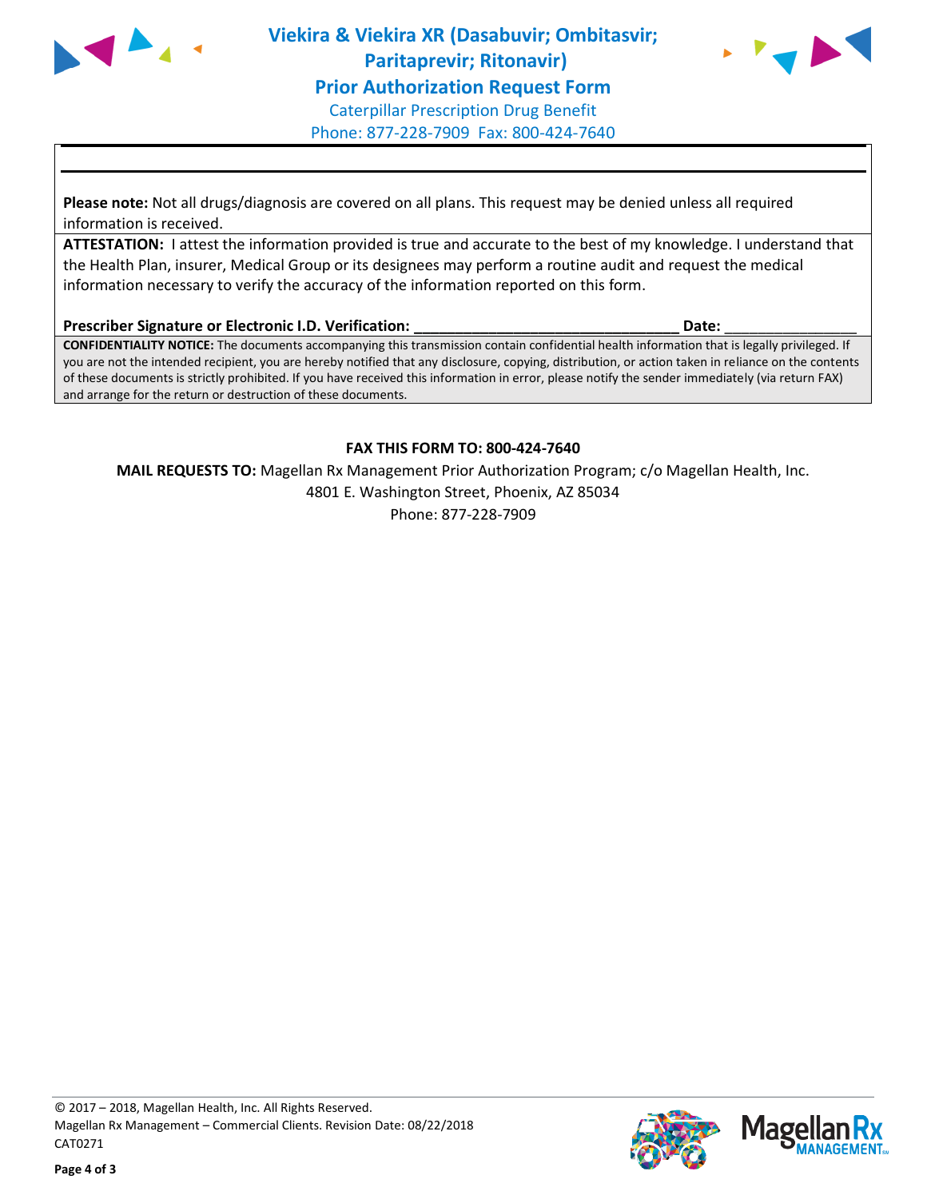**Please note:** Not all drugs/diagnosis are covered on all plans. This request may be denied unless all required information is received.

**ATTESTATION:** I attest the information provided is true and accurate to the best of my knowledge. I understand that the Health Plan, insurer, Medical Group or its designees may perform a routine audit and request the medical information necessary to verify the accuracy of the information reported on this form.

**Prescriber Signature or Electronic I.D. Verification:** ______________________________ **Date:** _______________

**CONFIDENTIALITY NOTICE:** The documents accompanying this transmission contain confidential health information that is legally privileged. If you are not the intended recipient, you are hereby notified that any disclosure, copying, distribution, or action taken in reliance on the contents of these documents is strictly prohibited. If you have received this information in error, please notify the sender immediately (via return FAX) and arrange for the return or destruction of these documents.

**FAX THIS FORM TO: 800-424-7640**

**MAIL REQUESTS TO:** Magellan Rx Management Prior Authorization Program; c/o Magellan Health, Inc.
4801 E. Washington Street, Phoenix, AZ 85034
Phone: 877-228-7909

© 2017 – 2018, Magellan Health, Inc. All Rights Reserved.
Magellan Rx Management – Commercial Clients. Revision Date: 08/22/2018
CAT0271